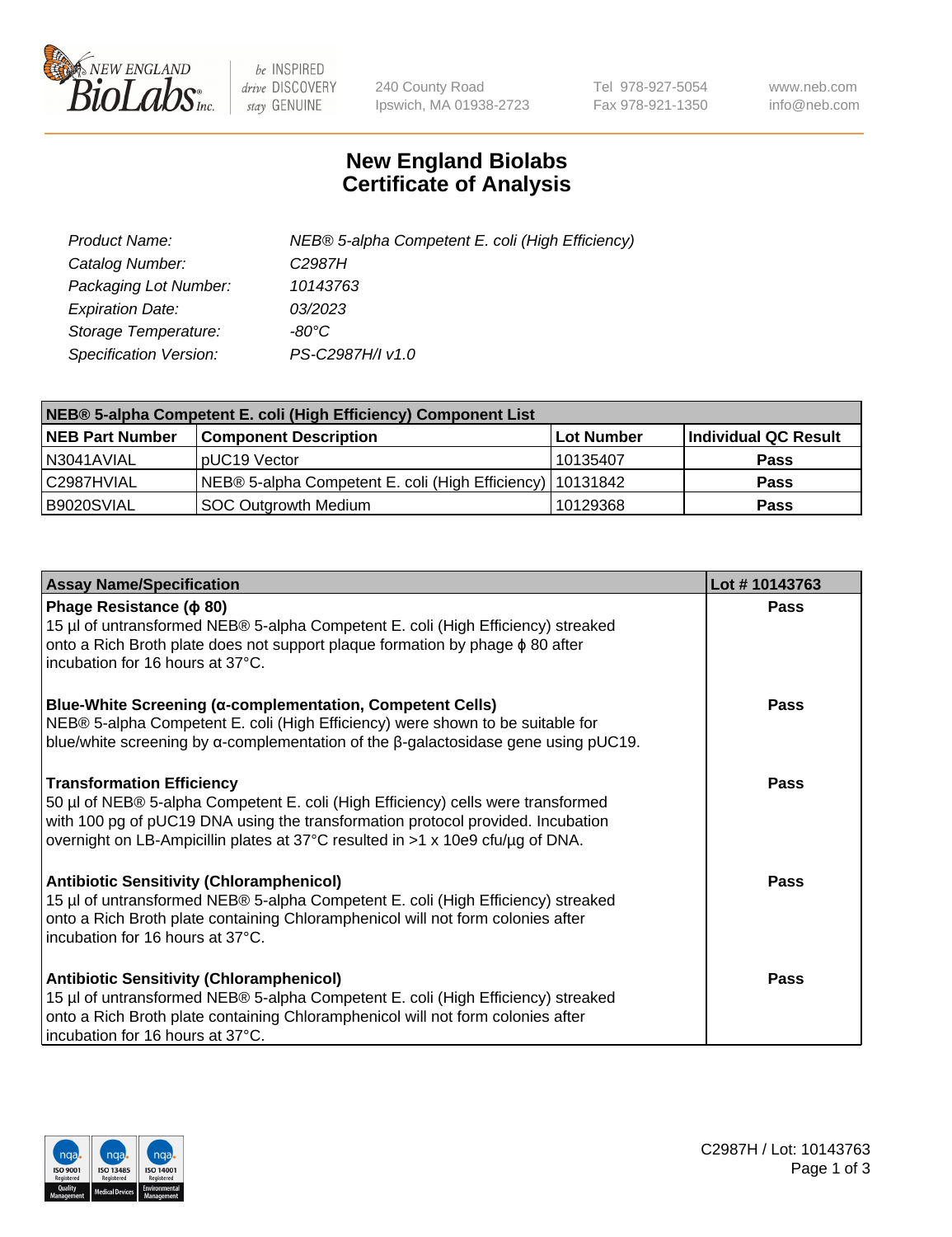# New England Biolabs Certificate of Analysis

| | |
|---|---|
| *Product Name:* | *NEB® 5-alpha Competent E. coli (High Efficiency)* |
| *Catalog Number:* | *C2987H* |
| *Packaging Lot Number:* | *10143763* |
| *Expiration Date:* | *03/2023* |
| *Storage Temperature:* | *-80°C* |
| *Specification Version:* | *PS-C2987H/I v1.0* |

| NEB® 5-alpha Competent E. coli (High Efficiency) Component List | | | |
|---|---|---|---|
| **NEB Part Number** | **Component Description** | **Lot Number** | **Individual QC Result** |
| N3041AVIAL | pUC19 Vector | 10135407 | **Pass** |
| C2987HVIAL | NEB® 5-alpha Competent E. coli (High Efficiency) | 10131842 | **Pass** |
| B9020SVIAL | SOC Outgrowth Medium | 10129368 | **Pass** |

| Assay Name/Specification | Lot # 10143763 |
|---|---|
| **Phage Resistance (ϕ 80)**<br>15 µl of untransformed NEB® 5-alpha Competent E. coli (High Efficiency) streaked onto a Rich Broth plate does not support plaque formation by phage ϕ 80 after incubation for 16 hours at 37°C. | **Pass** |
| **Blue-White Screening (α-complementation, Competent Cells)**<br>NEB® 5-alpha Competent E. coli (High Efficiency) were shown to be suitable for blue/white screening by α-complementation of the β-galactosidase gene using pUC19. | **Pass** |
| **Transformation Efficiency**<br>50 µl of NEB® 5-alpha Competent E. coli (High Efficiency) cells were transformed with 100 pg of pUC19 DNA using the transformation protocol provided. Incubation overnight on LB-Ampicillin plates at 37°C resulted in >1 x 10e9 cfu/µg of DNA. | **Pass** |
| **Antibiotic Sensitivity (Chloramphenicol)**<br>15 µl of untransformed NEB® 5-alpha Competent E. coli (High Efficiency) streaked onto a Rich Broth plate containing Chloramphenicol will not form colonies after incubation for 16 hours at 37°C. | **Pass** |
| **Antibiotic Sensitivity (Chloramphenicol)**<br>15 µl of untransformed NEB® 5-alpha Competent E. coli (High Efficiency) streaked onto a Rich Broth plate containing Chloramphenicol will not form colonies after incubation for 16 hours at 37°C. | **Pass** |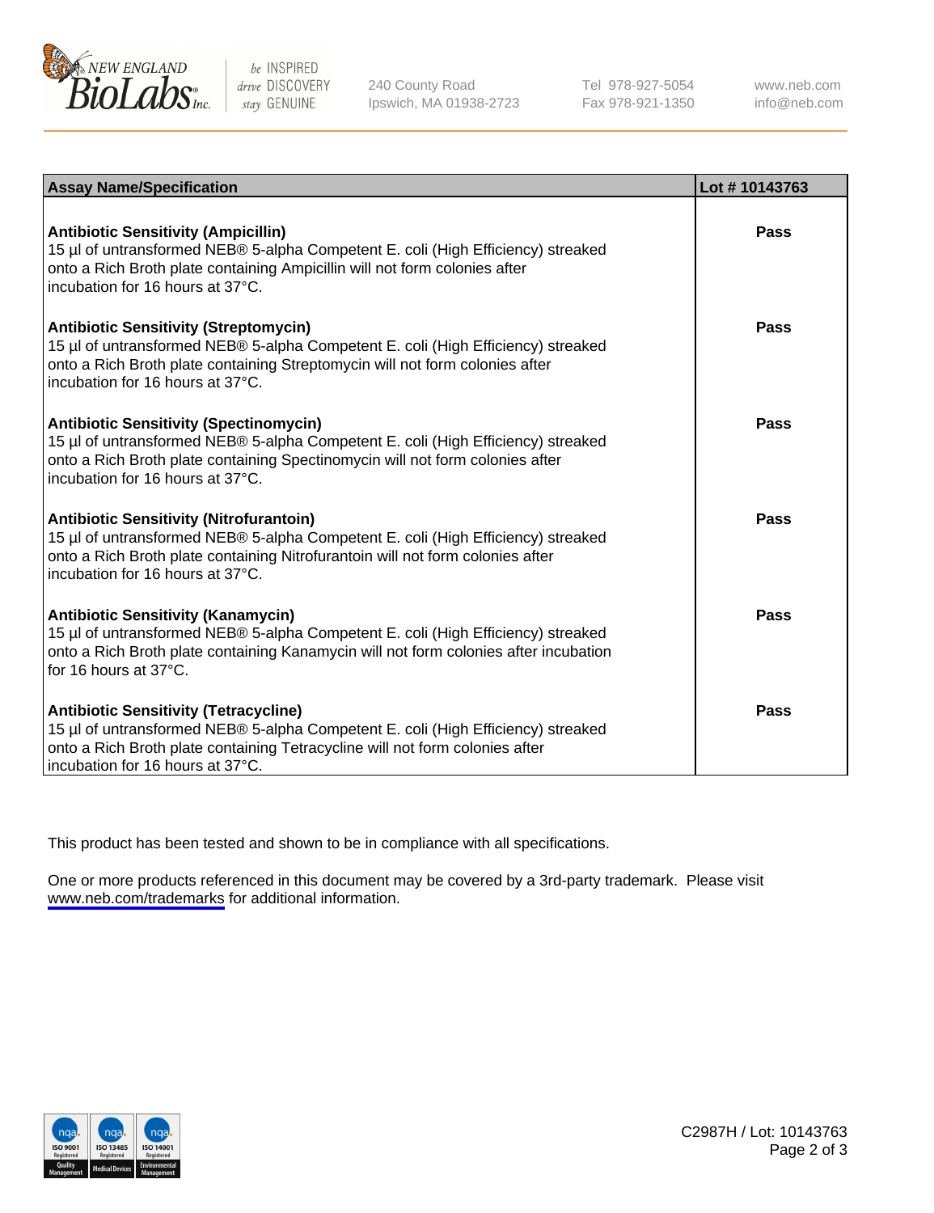| Assay Name/Specification | Lot # 10143763 |
|---|---|
| **Antibiotic Sensitivity (Ampicillin)**<br>15 µl of untransformed NEB® 5-alpha Competent E. coli (High Efficiency) streaked onto a Rich Broth plate containing Ampicillin will not form colonies after incubation for 16 hours at 37°C. | **Pass** |
| **Antibiotic Sensitivity (Streptomycin)**<br>15 µl of untransformed NEB® 5-alpha Competent E. coli (High Efficiency) streaked onto a Rich Broth plate containing Streptomycin will not form colonies after incubation for 16 hours at 37°C. | **Pass** |
| **Antibiotic Sensitivity (Spectinomycin)**<br>15 µl of untransformed NEB® 5-alpha Competent E. coli (High Efficiency) streaked onto a Rich Broth plate containing Spectinomycin will not form colonies after incubation for 16 hours at 37°C. | **Pass** |
| **Antibiotic Sensitivity (Nitrofurantoin)**<br>15 µl of untransformed NEB® 5-alpha Competent E. coli (High Efficiency) streaked onto a Rich Broth plate containing Nitrofurantoin will not form colonies after incubation for 16 hours at 37°C. | **Pass** |
| **Antibiotic Sensitivity (Kanamycin)**<br>15 µl of untransformed NEB® 5-alpha Competent E. coli (High Efficiency) streaked onto a Rich Broth plate containing Kanamycin will not form colonies after incubation for 16 hours at 37°C. | **Pass** |
| **Antibiotic Sensitivity (Tetracycline)**<br>15 µl of untransformed NEB® 5-alpha Competent E. coli (High Efficiency) streaked onto a Rich Broth plate containing Tetracycline will not form colonies after incubation for 16 hours at 37°C. | **Pass** |

This product has been tested and shown to be in compliance with all specifications.

One or more products referenced in this document may be covered by a 3rd-party trademark. Please visit www.neb.com/trademarks for additional information.

C2987H / Lot: 10143763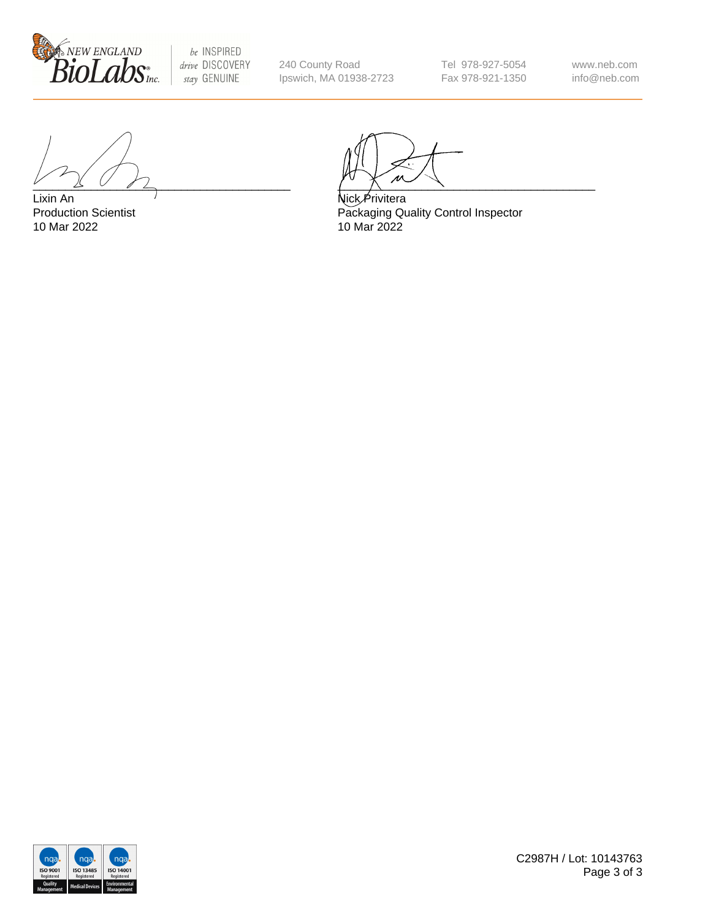Lixin An
Production Scientist
10 Mar 2022

Nick Privitera
Packaging Quality Control Inspector
10 Mar 2022